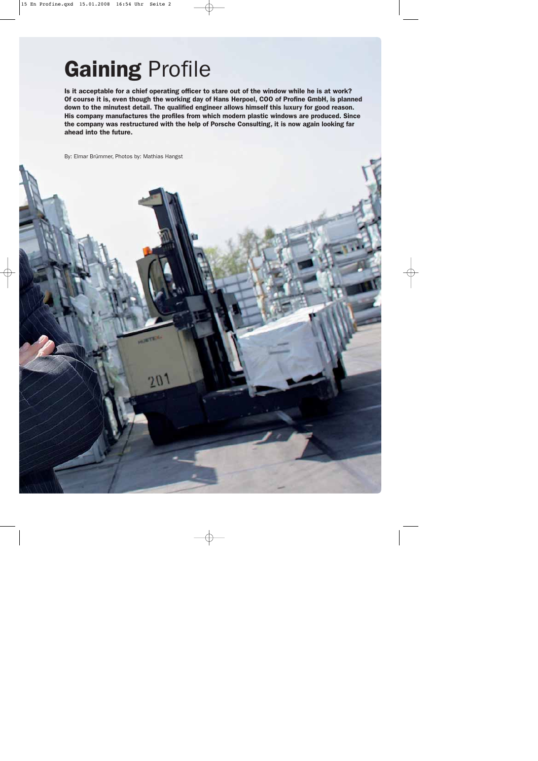# **Gaining** Profile

**Is it acceptable for a chief operating officer to stare out of the window while he is at work? Of course it is, even though the working day of Hans Herpoel, COO of Profine GmbH, is planned down to the minutest detail. The qualified engineer allows himself this luxury for good reason. His company manufactures the profiles from which modern plastic windows are produced. Since the company was restructured with the help of Porsche Consulting, it is now again looking far ahead into the future.**

By: Elmar Brümmer, Photos by: Mathias Hangst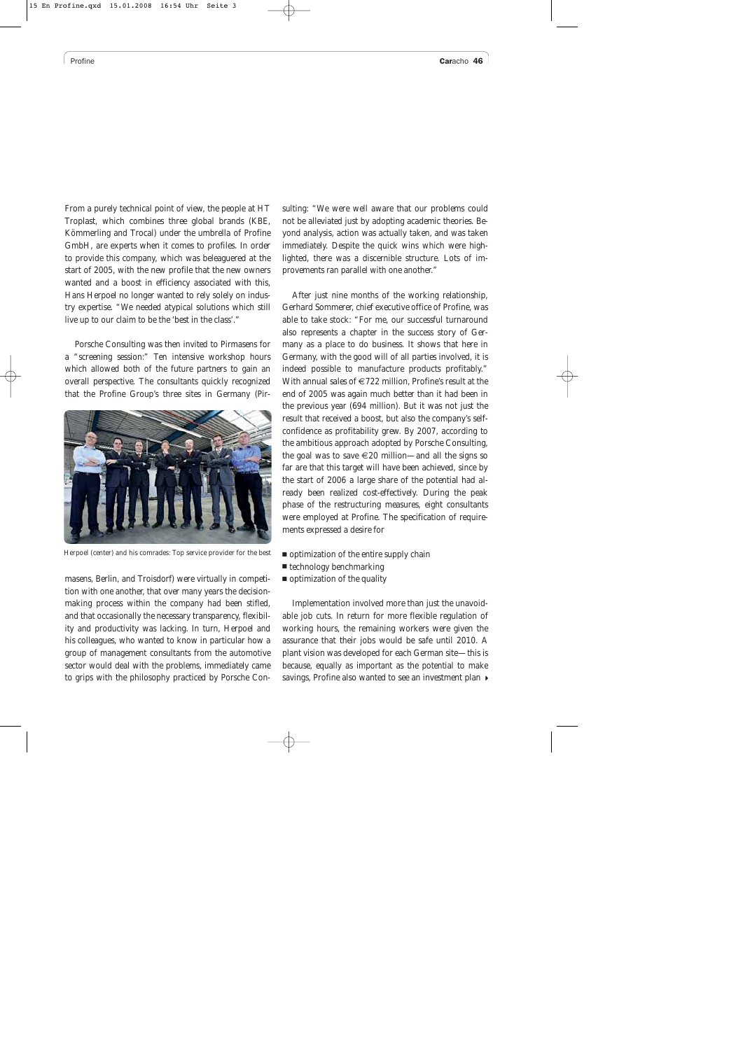From a purely technical point of view, the people at HT Troplast, which combines three global brands (KBE, Kömmerling and Trocal) under the umbrella of Profine GmbH, are experts when it comes to profiles. In order to provide this company, which was beleaguered at the start of 2005, with the new profile that the new owners wanted and a boost in efficiency associated with this, Hans Herpoel no longer wanted to rely solely on industry expertise. "We needed atypical solutions which still live up to our claim to be the 'best in the class'."

Porsche Consulting was then invited to Pirmasens for a "screening session:" Ten intensive workshop hours which allowed both of the future partners to gain an overall perspective. The consultants quickly recognized that the Profine Group's three sites in Germany (Pirmasens, Berlin, and Troisdorf) were virtually in competition with one another, that over many years the decision-making process within the company had been stifled, and that occasionally the necessary transparency, flexibility and productivity was lacking. In turn, Herpoel and his colleagues, who wanted to know in particular how a group of management consultants from the automotive sector would deal with the problems, immediately came to grips with the philosophy practiced by Porsche Consulting: "We were well aware that our problems could not be alleviated just by adopting academic theories. Beyond analysis, action was actually taken, and was taken immediately. Despite the quick wins which were highlighted, there was a discernible structure. Lots of improvements ran parallel with one another."

Herpoel (center) and his comrades: Top service provider for the best

After just nine months of the working relationship, Gerhard Sommerer, chief executive office of Profine, was able to take stock: "For me, our successful turnaround also represents a chapter in the success story of Germany as a place to do business. It shows that here in Germany, with the good will of all parties involved, it is indeed possible to manufacture products profitably." With annual sales of €722 million, Profine's result at the end of 2005 was again much better than it had been in the previous year (694 million). But it was not just the result that received a boost, but also the company's self-confidence as profitability grew. By 2007, according to the ambitious approach adopted by Porsche Consulting, the goal was to save €20 million—and all the signs so far are that this target will have been achieved, since by the start of 2006 a large share of the potential had already been realized cost-effectively. During the peak phase of the restructuring measures, eight consultants were employed at Profine. The specification of requirements expressed a desire for

- optimization of the entire supply chain
- technology benchmarking
- optimization of the quality

Implementation involved more than just the unavoidable job cuts. In return for more flexible regulation of working hours, the remaining workers were given the assurance that their jobs would be safe until 2010. A plant vision was developed for each German site—this is because, equally as important as the potential to make savings, Profine also wanted to see an investment plan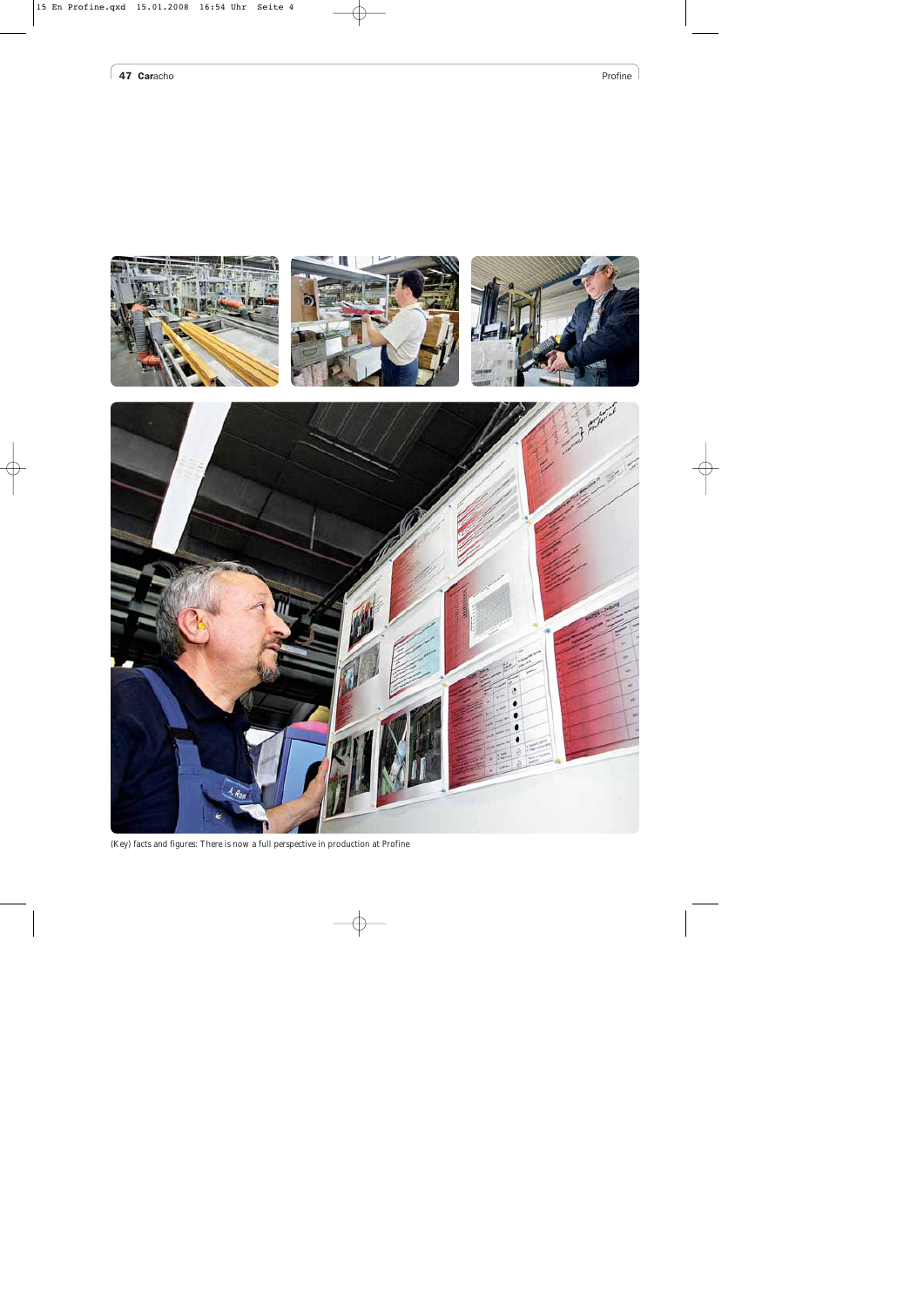(Key) facts and figures: There is now a full perspective in production at Profine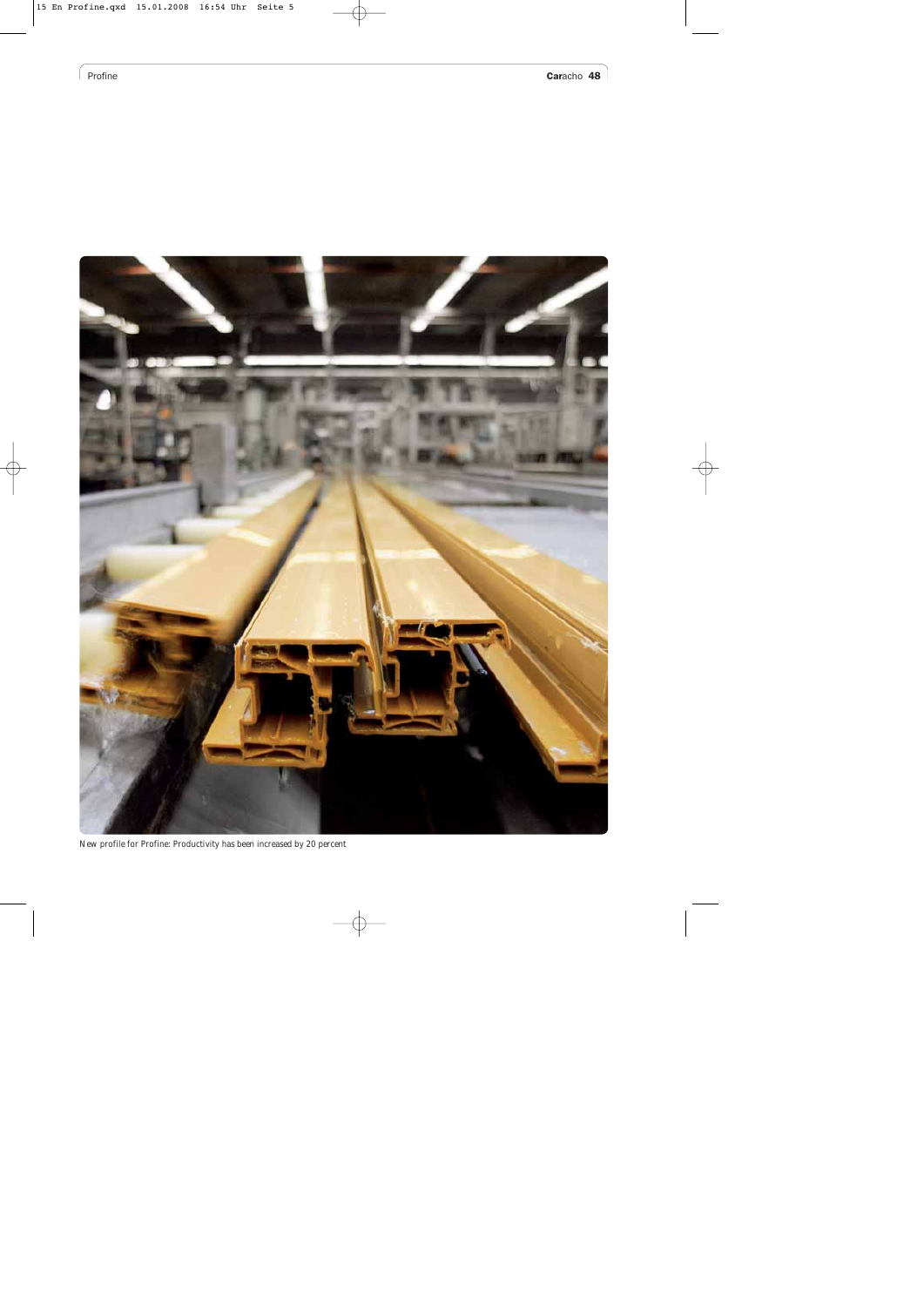New profile for Profine: Productivity has been increased by 20 percent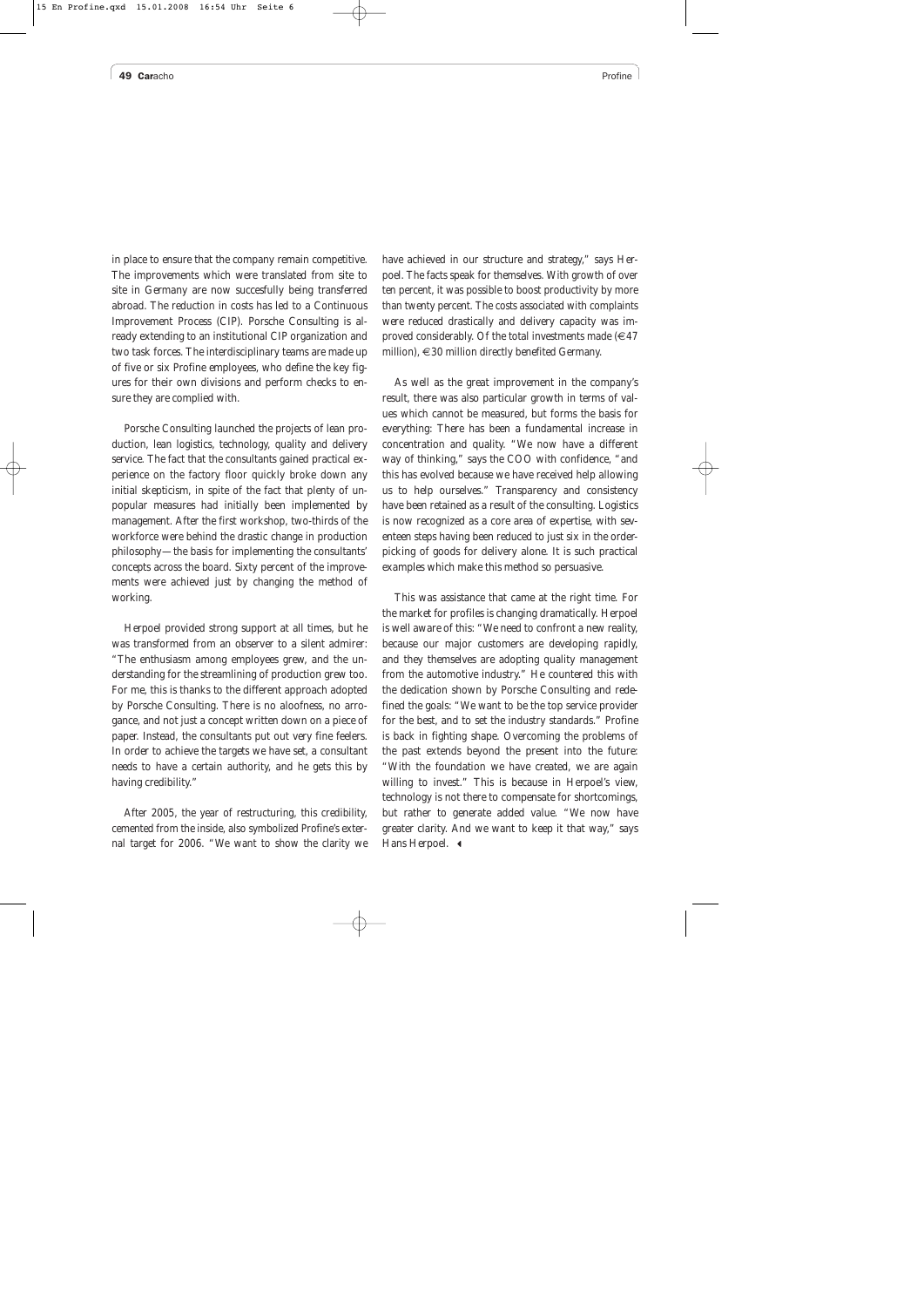in place to ensure that the company remain competitive. The improvements which were translated from site to site in Germany are now succesfully being transferred abroad. The reduction in costs has led to a Continuous Improvement Process (CIP). Porsche Consulting is already extending to an institutional CIP organization and two task forces. The interdisciplinary teams are made up of five or six Profine employees, who define the key figures for their own divisions and perform checks to ensure they are complied with.

Porsche Consulting launched the projects of lean production, lean logistics, technology, quality and delivery service. The fact that the consultants gained practical experience on the factory floor quickly broke down any initial skepticism, in spite of the fact that plenty of unpopular measures had initially been implemented by management. After the first workshop, two-thirds of the workforce were behind the drastic change in production philosophy—the basis for implementing the consultants' concepts across the board. Sixty percent of the improvements were achieved just by changing the method of working.

Herpoel provided strong support at all times, but he was transformed from an observer to a silent admirer: "The enthusiasm among employees grew, and the understanding for the streamlining of production grew too. For me, this is thanks to the different approach adopted by Porsche Consulting. There is no aloofness, no arrogance, and not just a concept written down on a piece of paper. Instead, the consultants put out very fine feelers. In order to achieve the targets we have set, a consultant needs to have a certain authority, and he gets this by having credibility."

After 2005, the year of restructuring, this credibility, cemented from the inside, also symbolized Profine's external target for 2006. "We want to show the clarity we have achieved in our structure and strategy," says Herpoel. The facts speak for themselves. With growth of over ten percent, it was possible to boost productivity by more than twenty percent. The costs associated with complaints were reduced drastically and delivery capacity was improved considerably. Of the total investments made (€47 million), €30 million directly benefited Germany.

As well as the great improvement in the company's result, there was also particular growth in terms of values which cannot be measured, but forms the basis for everything: There has been a fundamental increase in concentration and quality. "We now have a different way of thinking," says the COO with confidence, "and this has evolved because we have received help allowing us to help ourselves." Transparency and consistency have been retained as a result of the consulting. Logistics is now recognized as a core area of expertise, with seventeen steps having been reduced to just six in the order-picking of goods for delivery alone. It is such practical examples which make this method so persuasive.

This was assistance that came at the right time. For the market for profiles is changing dramatically. Herpoel is well aware of this: "We need to confront a new reality, because our major customers are developing rapidly, and they themselves are adopting quality management from the automotive industry." He countered this with the dedication shown by Porsche Consulting and redefined the goals: "We want to be the top service provider for the best, and to set the industry standards." Profine is back in fighting shape. Overcoming the problems of the past extends beyond the present into the future: "With the foundation we have created, we are again willing to invest." This is because in Herpoel's view, technology is not there to compensate for shortcomings, but rather to generate added value. "We now have greater clarity. And we want to keep it that way," says Hans Herpoel. ◂